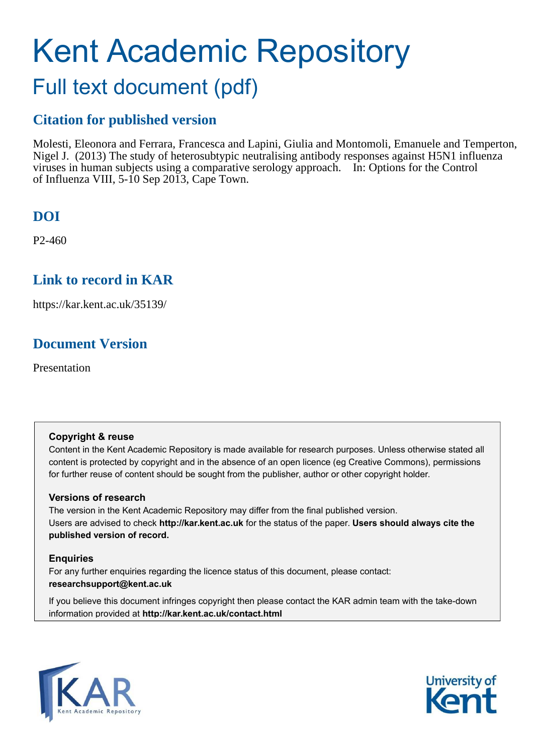# Kent Academic Repository

## Full text document (pdf)

### Citation for published version

Molesti, Eleonora and Ferrara, Francesca and Lapini, Giulia and Montomoli, Emanuele and Temperton, Nigel J. (2013) The study of heterosubtypic neutralising antibody responses against H5N1 influenza viruses in human subjects using a comparative serology approach. In: Options for the Control of Influenza VIII, 5-10 Sep 2013, Cape Town.

### DOI

P2-460

### Link to record in KAR

https://kar.kent.ac.uk/35139/

### Document Version

Presentation

**Copyright & reuse**

Content in the Kent Academic Repository is made available for research purposes. Unless otherwise stated all content is protected by copyright and in the absence of an open licence (eg Creative Commons), permissions for further reuse of content should be sought from the publisher, author or other copyright holder.

**Versions of research**

The version in the Kent Academic Repository may differ from the final published version. Users are advised to check **http://kar.kent.ac.uk** for the status of the paper. **Users should always cite the published version of record.**

**Enquiries**

For any further enquiries regarding the licence status of this document, please contact: **researchsupport@kent.ac.uk**

If you believe this document infringes copyright then please contact the KAR admin team with the take-down information provided at **http://kar.kent.ac.uk/contact.html**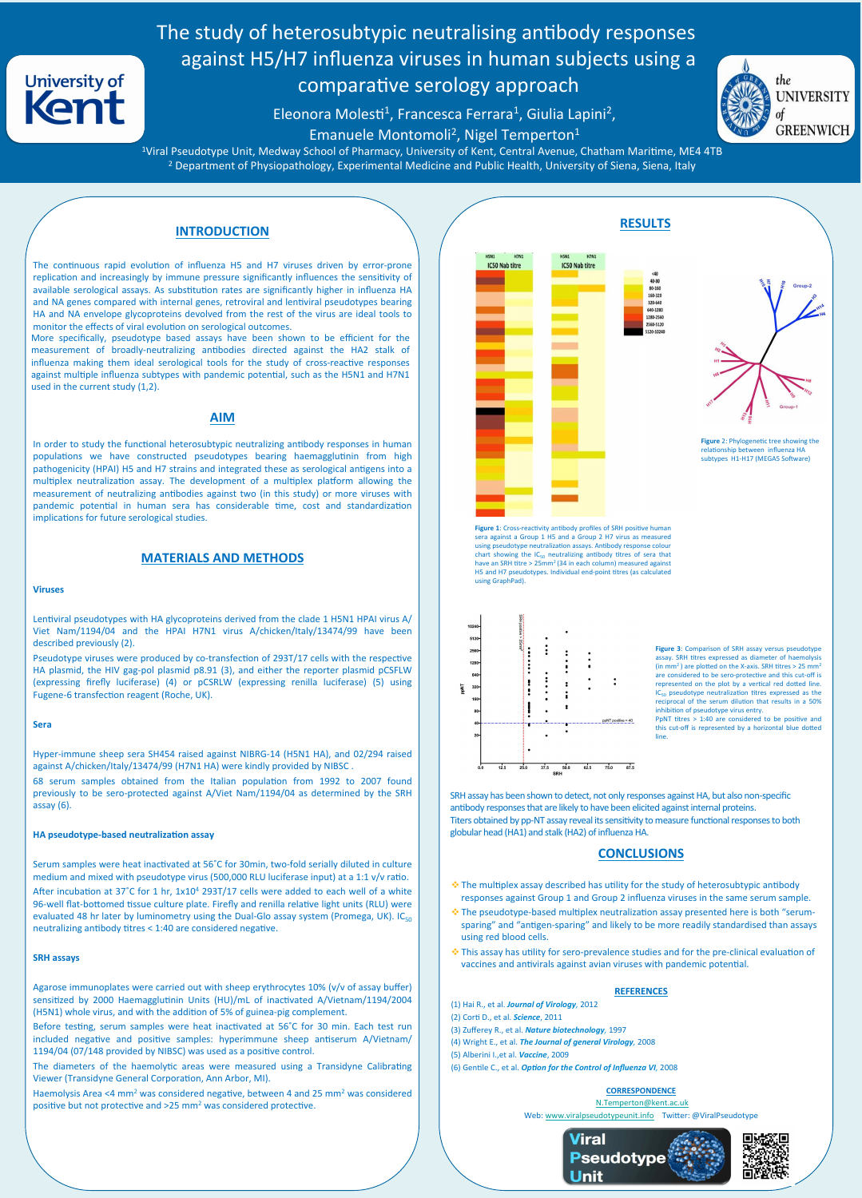# The study of heterosubtypic neutralising antibody responses against H5/H7 influenza viruses in human subjects using a comparative serology approach

Eleonora Molesti[1], Francesca Ferrara[1], Giulia Lapini[2], Emanuele Montomoli[2], Nigel Temperton[1]

[1]Viral Pseudotype Unit, Medway School of Pharmacy, University of Kent, Central Avenue, Chatham Maritime, ME4 4TB

[2] Department of Physiopathology, Experimental Medicine and Public Health, University of Siena, Siena, Italy

## INTRODUCTION

The continuous rapid evolution of influenza H5 and H7 viruses driven by error-prone replication and increasingly by immune pressure significantly influences the sensitivity of available serological assays. As substitution rates are significantly higher in influenza HA and NA genes compared with internal genes, retroviral and lentiviral pseudotypes bearing HA and NA envelope glycoproteins devolved from the rest of the virus are ideal tools to monitor the effects of viral evolution on serological outcomes.

More specifically, pseudotype based assays have been shown to be efficient for the measurement of broadly-neutralizing antibodies directed against the HA2 stalk of influenza making them ideal serological tools for the study of cross-reactive responses against multiple influenza subtypes with pandemic potential, such as the H5N1 and H7N1 used in the current study (1,2).

## AIM

In order to study the functional heterosubtypic neutralizing antibody responses in human populations we have constructed pseudotypes bearing haemagglutinin from high pathogenicity (HPAI) H5 and H7 strains and integrated these as serological antigens into a multiplex neutralization assay. The development of a multiplex platform allowing the measurement of neutralizing antibodies against two (in this study) or more viruses with pandemic potential in human sera has considerable time, cost and standardization implications for future serological studies.

## MATERIALS AND METHODS

### Viruses

Lentiviral pseudotypes with HA glycoproteins derived from the clade 1 H5N1 HPAI virus A/Viet Nam/1194/04 and the HPAI H7N1 virus A/chicken/Italy/13474/99 have been described previously (2).

Pseudotype viruses were produced by co-transfection of 293T/17 cells with the respective HA plasmid, the HIV gag-pol plasmid p8.91 (3), and either the reporter plasmid pCSFLW (expressing firefly luciferase) (4) or pCSRLW (expressing renilla luciferase) (5) using Fugene-6 transfection reagent (Roche, UK).

### Sera

Hyper-immune sheep sera SH454 raised against NIBRG-14 (H5N1 HA), and 02/294 raised against A/chicken/Italy/13474/99 (H7N1 HA) were kindly provided by NIBSC .

68 serum samples obtained from the Italian population from 1992 to 2007 found previously to be sero-protected against A/Viet Nam/1194/04 as determined by the SRH assay (6).

### HA pseudotype-based neutralization assay

Serum samples were heat inactivated at 56˚C for 30min, two-fold serially diluted in culture medium and mixed with pseudotype virus (500,000 RLU luciferase input) at a 1:1 v/v ratio. After incubation at 37˚C for 1 hr, $1x10^4$ 293T/17 cells were added to each well of a white 96-well flat-bottomed tissue culture plate. Firefly and renilla relative light units (RLU) were evaluated 48 hr later by luminometry using the Dual-Glo assay system (Promega, UK). $IC_{50}$ neutralizing antibody titres < 1:40 are considered negative.

### SRH assays

Agarose immunoplates were carried out with sheep erythrocytes 10% (v/v of assay buffer) sensitized by 2000 Haemagglutinin Units (HU)/mL of inactivated A/Vietnam/1194/2004 (H5N1) whole virus, and with the addition of 5% of guinea-pig complement.

Before testing, serum samples were heat inactivated at 56˚C for 30 min. Each test run included negative and positive samples: hyperimmune sheep antiserum A/Vietnam/1194/04 (07/148 provided by NIBSC) was used as a positive control.

The diameters of the haemolytic areas were measured using a Transidyne Calibrating Viewer (Transidyne General Corporation, Ann Arbor, MI).

Haemolysis Area <4 $mm^2$ was considered negative, between 4 and 25 $mm^2$ was considered positive but not protective and >25 $mm^2$ was considered protective.

## RESULTS

H5N1 H7N1
IC50 Nab titre

H5N1 H7N1
IC50 Nab titre

<40
40-80
80-160
160-320
320-640
640-1280
1280-2560
2560-5120
5120-10240

Figure 1: Cross-reactivity antibody profiles of SRH positive human sera against a Group 1 H5 and a Group 2 H7 virus as measured using pseudotype neutralization assays. Antibody response colour chart showing the $IC_{50}$ neutralizing antibody titres of sera that have an SRH titre > 25mm² (34 in each column) measured against H5 and H7 pseudotypes. Individual end-point titres (as calculated using GraphPad).

Group-2
Group-1
H1 H2 H3 H4 H5 H6 H7 H8 H9 H10 H11 H12 H13 H14 H15 H16 H17

Figure 2: Phylogenetic tree showing the relationship between influenza HA subtypes H1-H17 (MEGA5 Software)

pPNT
10240
5120
2560
1280
640
320
160
80
40
20
pPNT positive = 40
SRH
0.0 12.5 25.0 37.5 50.0 62.5 75.0 87.5

Figure 3: Comparison of SRH assay versus pseudotype assay. SRH titres expressed as diameter of haemolysis (in $mm^2$) are plotted on the X-axis. SRH titres > 25 $mm^2$ are considered to be sero-protective and this cut-off is represented on the plot by a vertical red dotted line. $IC_{50}$ pseudotype neutralization titres expressed as the reciprocal of the serum dilution that results in a 50% inhibition of pseudotype virus entry.
PpNT titres > 1:40 are considered to be positive and this cut-off is represented by a horizontal blue dotted line.

SRH assay has been shown to detect, not only responses against HA, but also non-specific antibody responses that are likely to have been elicited against internal proteins.

Titers obtained by pp-NT assay reveal its sensitivity to measure functional responses to both globular head (HA1) and stalk (HA2) of influenza HA.

## CONCLUSIONS

- The multiplex assay described has utility for the study of heterosubtypic antibody responses against Group 1 and Group 2 influenza viruses in the same serum sample.
- The pseudotype-based multiplex neutralization assay presented here is both "serum-sparing" and "antigen-sparing" and likely to be more readily standardised than assays using red blood cells.
- This assay has utility for sero-prevalence studies and for the pre-clinical evaluation of vaccines and antivirals against avian viruses with pandemic potential.

### REFERENCES

(1) Hai R., et al. ***Journal of Virology***, 2012
(2) Corti D., et al. ***Science***, 2011
(3) Zufferey R., et al. ***Nature biotechnology***, 1997
(4) Wright E., et al. ***The Journal of general Virology***, 2008
(5) Alberini I.,et al. ***Vaccine***, 2009
(6) Gentile C., et al. ***Option for the Control of Influenza VI***, 2008

### CORRESPONDENCE

N.Temperton@kent.ac.uk

Web: www.viralpseudotypeunit.info Twitter: @ViralPseudotype

Viral Pseudotype Unit